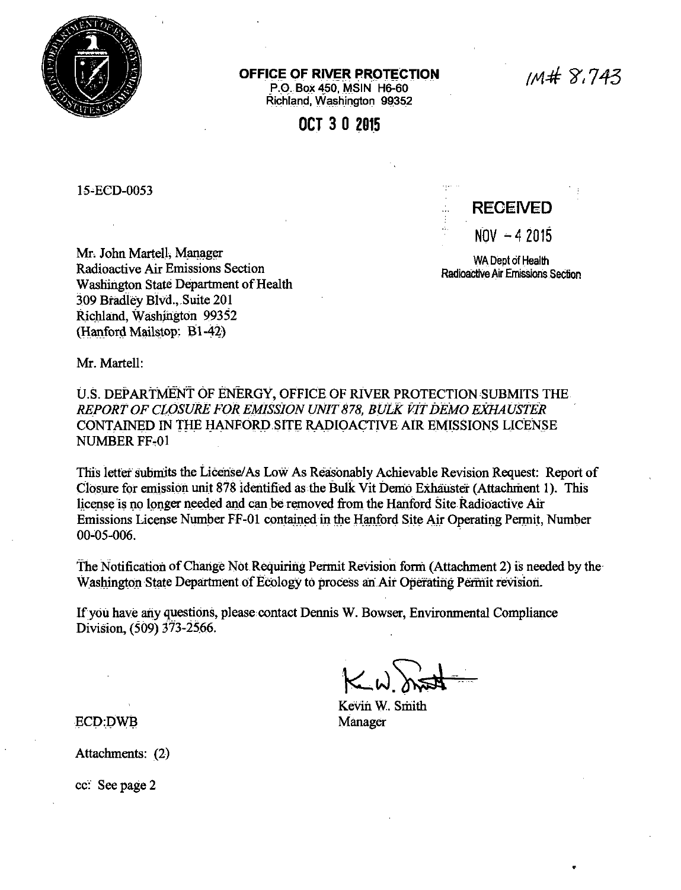**OFFICE OF RIVER PROTECTION**
P.O. Box 450, MSIN H6-60
Richland, Washington 99352

IM# 8,743

**OCT 3 0 2015**

15-ECD-0053

**RECEIVED**
NOV - 4 2015
WA Dept of Health
Radioactive Air Emissions Section

Mr. John Martell, Manager
Radioactive Air Emissions Section
Washington State Department of Health
309 Bradley Blvd., Suite 201
Richland, Washington 99352
(Hanford Mailstop: B1-42)

Mr. Martell:

U.S. DEPARTMENT OF ENERGY, OFFICE OF RIVER PROTECTION SUBMITS THE *REPORT OF CLOSURE FOR EMISSION UNIT 878, BULK VIT DEMO EXHAUSTER* CONTAINED IN THE HANFORD SITE RADIOACTIVE AIR EMISSIONS LICENSE NUMBER FF-01

This letter submits the License/As Low As Reasonably Achievable Revision Request: Report of Closure for emission unit 878 identified as the Bulk Vit Demo Exhauster (Attachment 1). This license is no longer needed and can be removed from the Hanford Site Radioactive Air Emissions License Number FF-01 contained in the Hanford Site Air Operating Permit, Number 00-05-006.

The Notification of Change Not Requiring Permit Revision form (Attachment 2) is needed by the Washington State Department of Ecology to process an Air Operating Permit revision.

If you have any questions, please contact Dennis W. Bowser, Environmental Compliance Division, (509) 373-2566.

Kevin W. Smith
Manager

ECD:DWB

Attachments: (2)

cc: See page 2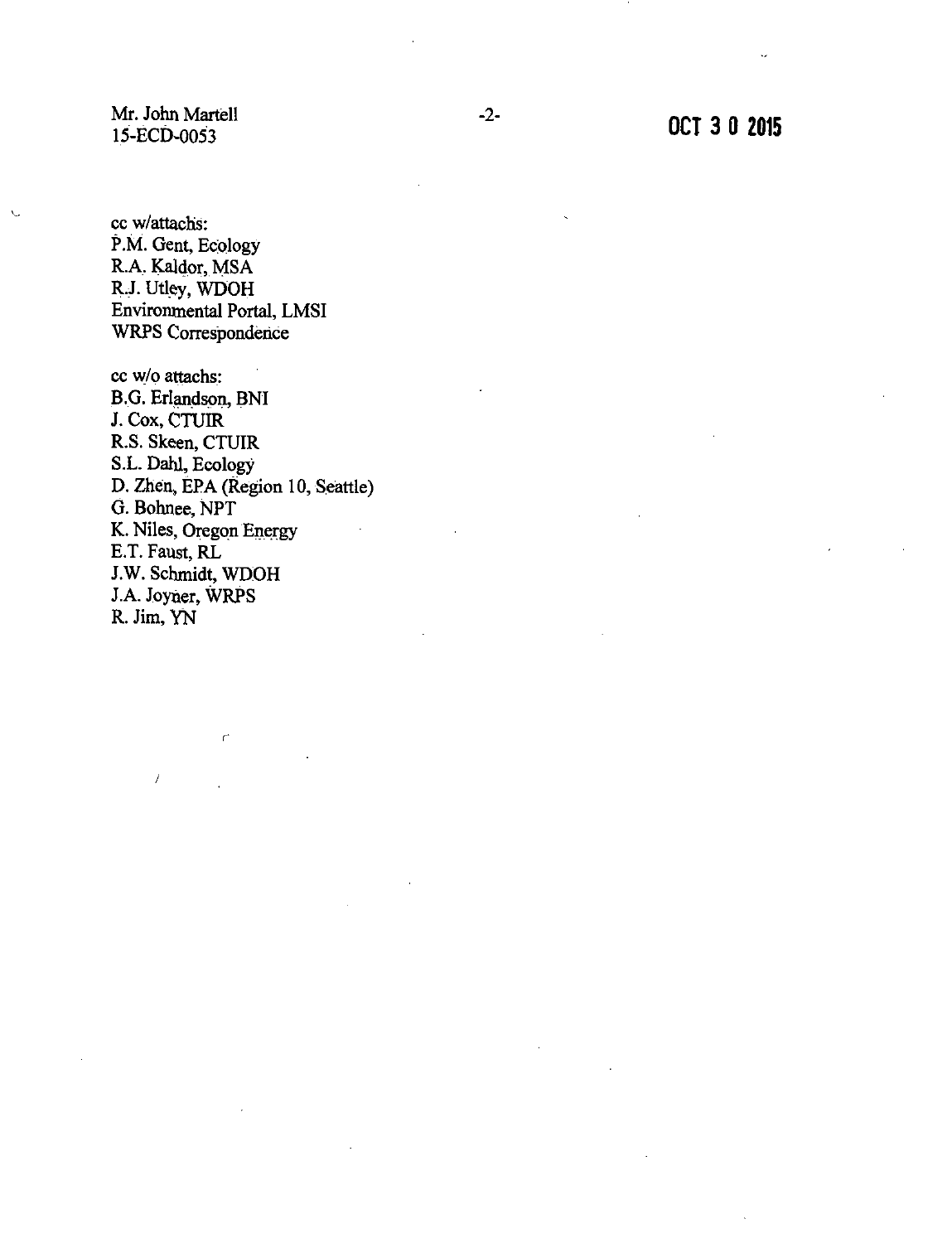Mr. John Martell
15-ECD-0053

OCT 3 0 2015

cc w/attachs:
P.M. Gent, Ecology
R.A. Kaldor, MSA
R.J. Utley, WDOH
Environmental Portal, LMSI
WRPS Correspondence

cc w/o attachs:
B.G. Erlandson, BNI
J. Cox, CTUIR
R.S. Skeen, CTUIR
S.L. Dahl, Ecology
D. Zhen, EPA (Region 10, Seattle)
G. Bohnee, NPT
K. Niles, Oregon Energy
E.T. Faust, RL
J.W. Schmidt, WDOH
J.A. Joyner, WRPS
R. Jim, YN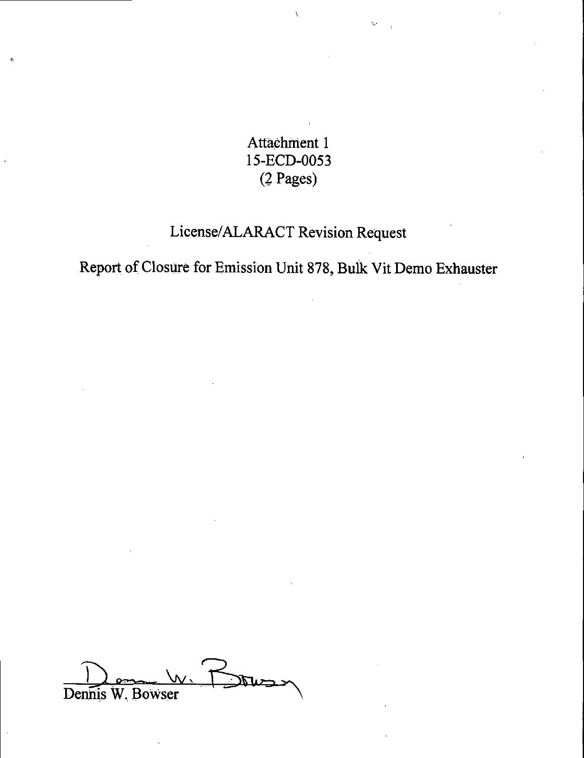Attachment 1
15-ECD-0053
(2 Pages)

License/ALARACT Revision Request

Report of Closure for Emission Unit 878, Bulk Vit Demo Exhauster

Dennis W. Bowser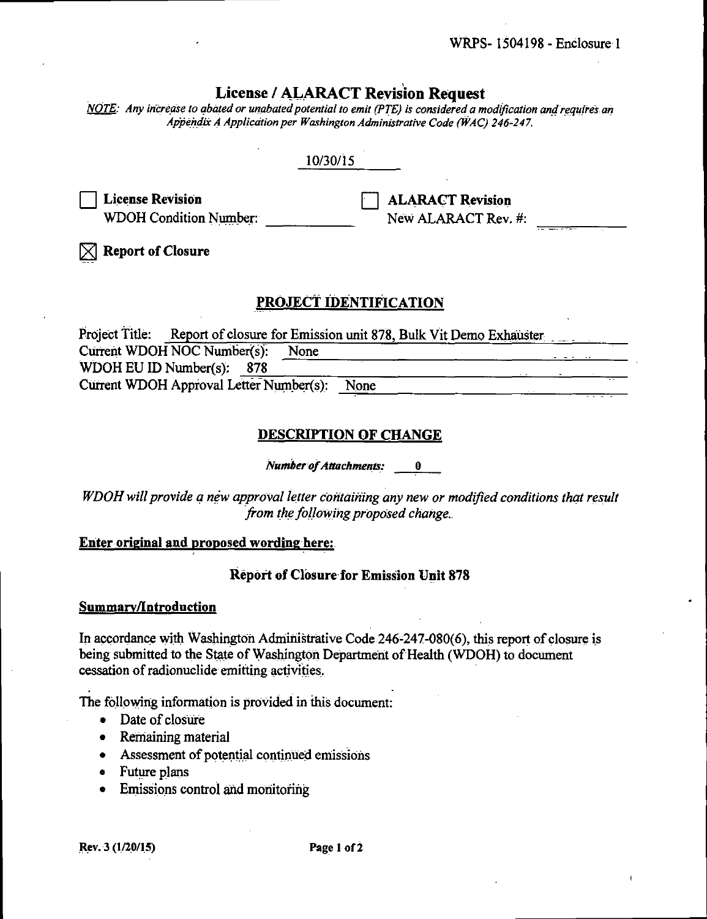WRPS- 1504198 - Enclosure 1

# License / ALARACT Revision Request

*NOTE: Any increase to abated or unabated potential to emit (PTE) is considered a modification and requires an Appendix A Application per Washington Administrative Code (WAC) 246-247.*

10/30/15

☐ **License Revision**
WDOH Condition Number: ____________

☐ **ALARACT Revision**
New ALARACT Rev. #: ____________

☒ **Report of Closure**

## PROJECT IDENTIFICATION

Project Title: Report of closure for Emission unit 878, Bulk Vit Demo Exhauster
Current WDOH NOC Number(s): None
WDOH EU ID Number(s): 878
Current WDOH Approval Letter Number(s): None

## DESCRIPTION OF CHANGE

***Number of Attachments:*** 0

*WDOH will provide a new approval letter containing any new or modified conditions that result from the following proposed change.*

**Enter original and proposed wording here:**

### Report of Closure for Emission Unit 878

**Summary/Introduction**

In accordance with Washington Administrative Code 246-247-080(6), this report of closure is being submitted to the State of Washington Department of Health (WDOH) to document cessation of radionuclide emitting activities.

The following information is provided in this document:

- Date of closure
- Remaining material
- Assessment of potential continued emissions
- Future plans
- Emissions control and monitoring

Rev. 3 (1/20/15)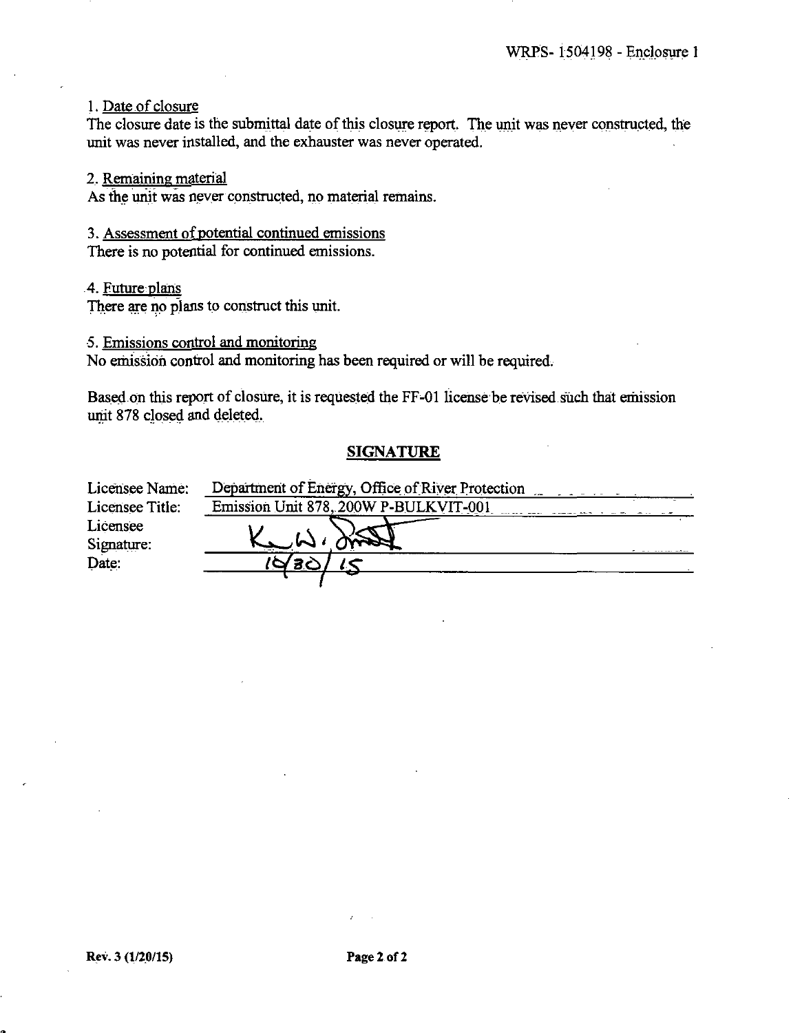1. Date of closure

The closure date is the submittal date of this closure report. The unit was never constructed, the unit was never installed, and the exhauster was never operated.

2. Remaining material

As the unit was never constructed, no material remains.

3. Assessment of potential continued emissions

There is no potential for continued emissions.

4. Future plans

There are no plans to construct this unit.

5. Emissions control and monitoring

No emission control and monitoring has been required or will be required.

Based on this report of closure, it is requested the FF-01 license be revised such that emission unit 878 closed and deleted.

## SIGNATURE

| | |
|---|---|
| Licensee Name: | Department of Energy, Office of River Protection |
| Licensee Title: | Emission Unit 878, 200W P-BULKVIT-001 |
| Licensee Signature: | K. W. Smith |
| Date: | 10/30/15 |

Rev. 3 (1/20/15)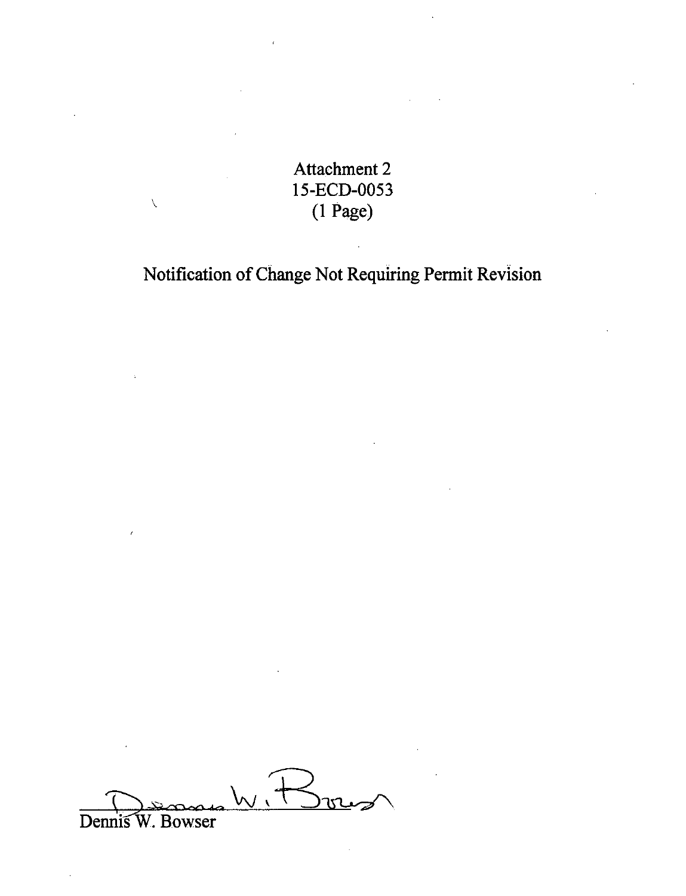Attachment 2
15-ECD-0053
(1 Page)

# Notification of Change Not Requiring Permit Revision

Dennis W. Bowser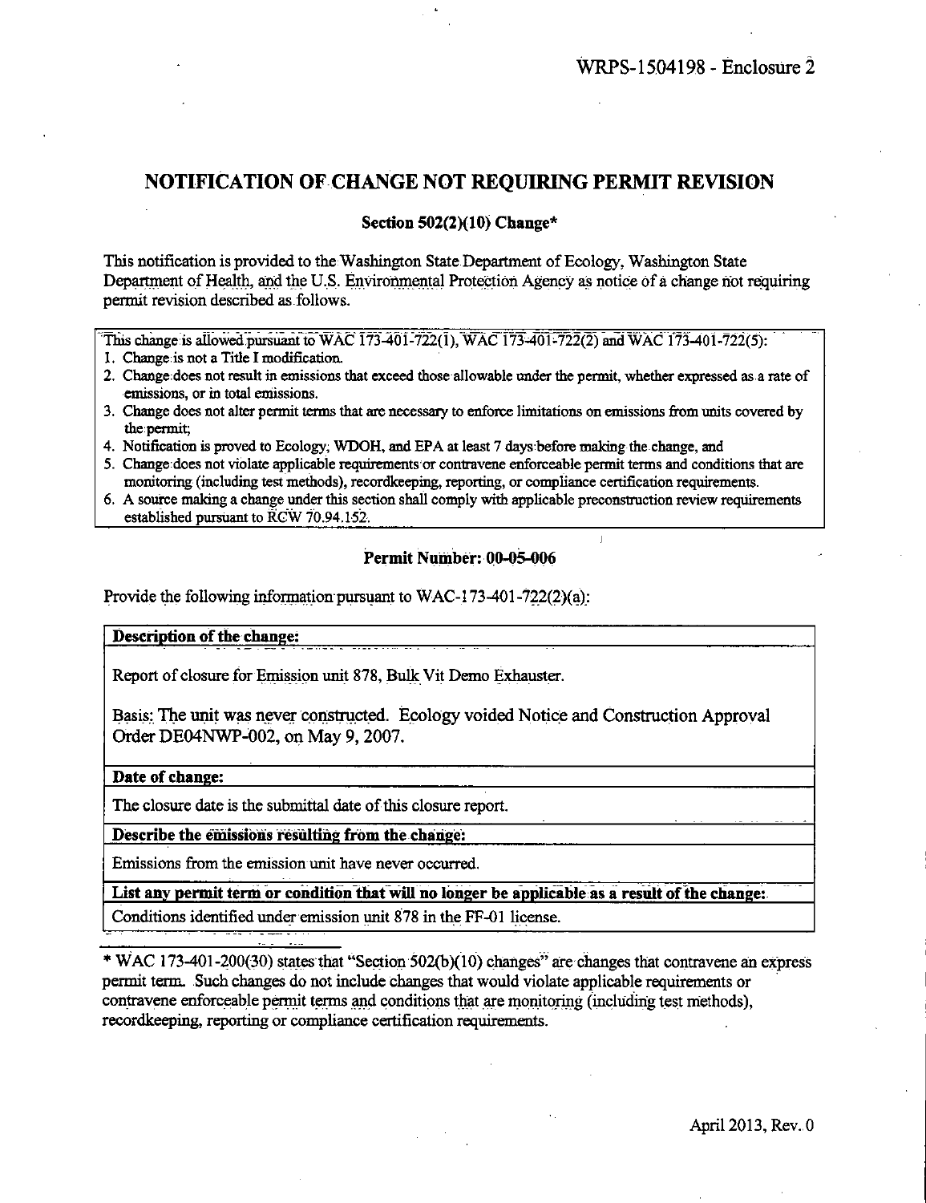# NOTIFICATION OF CHANGE NOT REQUIRING PERMIT REVISION

**Section 502(2)(10) Change***

This notification is provided to the Washington State Department of Ecology, Washington State Department of Health, and the U.S. Environmental Protection Agency as notice of a change not requiring permit revision described as follows.

This change is allowed pursuant to WAC 173-401-722(1), WAC 173-401-722(2) and WAC 173-401-722(5):

1. Change is not a Title I modification.
2. Change does not result in emissions that exceed those allowable under the permit, whether expressed as a rate of emissions, or in total emissions.
3. Change does not alter permit terms that are necessary to enforce limitations on emissions from units covered by the permit;
4. Notification is proved to Ecology, WDOH, and EPA at least 7 days before making the change, and
5. Change does not violate applicable requirements or contravene enforceable permit terms and conditions that are monitoring (including test methods), recordkeeping, reporting, or compliance certification requirements.
6. A source making a change under this section shall comply with applicable preconstruction review requirements established pursuant to RCW 70.94.152.

**Permit Number: 00-05-006**

Provide the following information pursuant to WAC-173-401-722(2)(a):

**Description of the change:**

Report of closure for Emission unit 878, Bulk Vit Demo Exhauster.

Basis: The unit was never constructed. Ecology voided Notice and Construction Approval Order DE04NWP-002, on May 9, 2007.

**Date of change:**

The closure date is the submittal date of this closure report.

**Describe the emissions resulting from the change:**

Emissions from the emission unit have never occurred.

**List any permit term or condition that will no longer be applicable as a result of the change:**

Conditions identified under emission unit 878 in the FF-01 license.

* WAC 173-401-200(30) states that "Section 502(b)(10) changes" are changes that contravene an express permit term. Such changes do not include changes that would violate applicable requirements or contravene enforceable permit terms and conditions that are monitoring (including test methods), recordkeeping, reporting or compliance certification requirements.